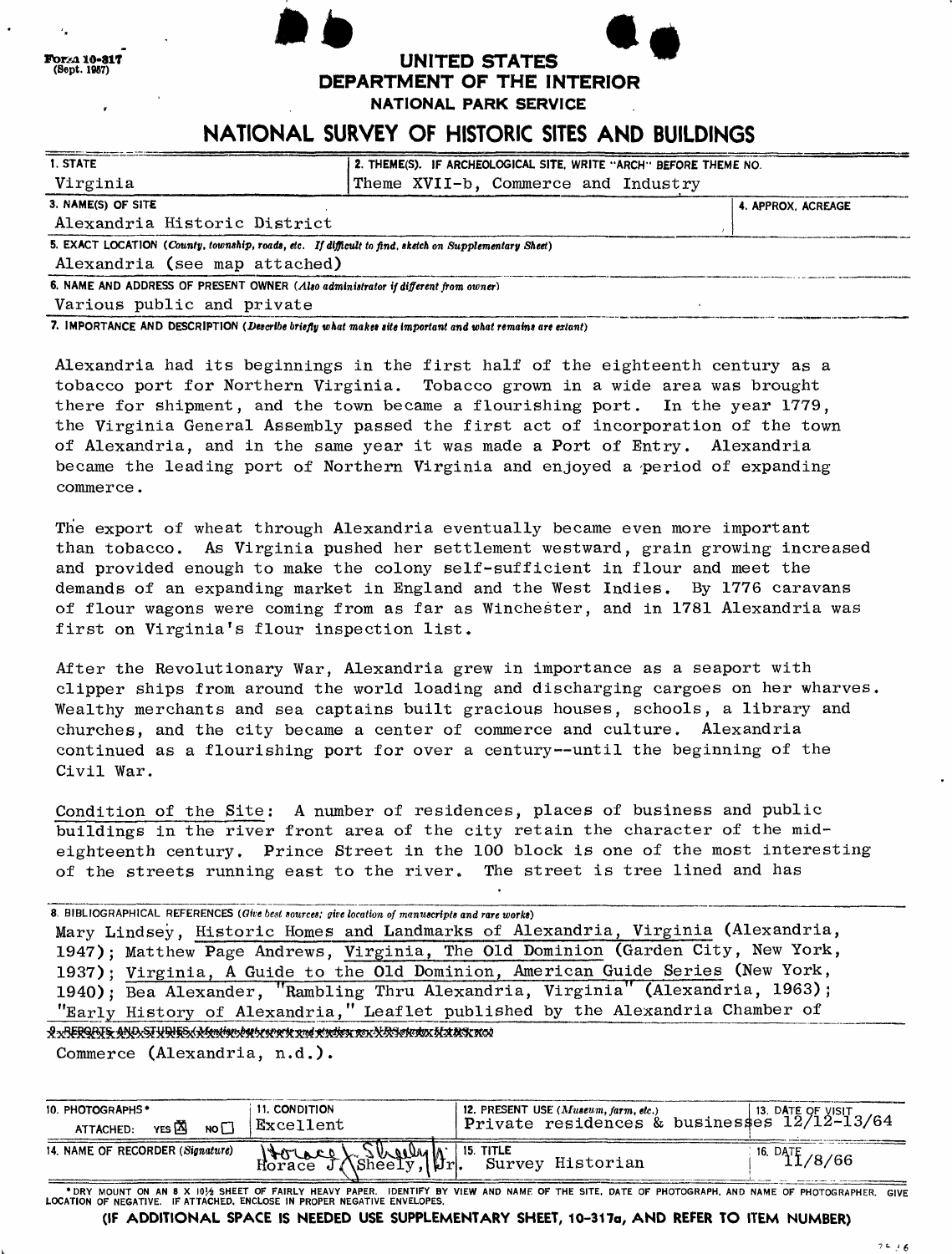Form 10-317
(Sept. 1957)

# UNITED STATES
## DEPARTMENT OF THE INTERIOR
### NATIONAL PARK SERVICE

# NATIONAL SURVEY OF HISTORIC SITES AND BUILDINGS

| 1. STATE | 2. THEME(S). IF ARCHEOLOGICAL SITE, WRITE "ARCH" BEFORE THEME NO. | |
|---|---|---|
| Virginia | Theme XVII-b, Commerce and Industry | |
| **3. NAME(S) OF SITE** | | **4. APPROX. ACREAGE** |
| Alexandria Historic District | | |

**5. EXACT LOCATION** (*County, township, roads, etc. If difficult to find, sketch on Supplementary Sheet*)

Alexandria (see map attached)

**6. NAME AND ADDRESS OF PRESENT OWNER** (*Also administrator if different from owner*)

Various public and private

**7. IMPORTANCE AND DESCRIPTION** (*Describe briefly what makes site important and what remains are extant*)

Alexandria had its beginnings in the first half of the eighteenth century as a tobacco port for Northern Virginia. Tobacco grown in a wide area was brought there for shipment, and the town became a flourishing port. In the year 1779, the Virginia General Assembly passed the first act of incorporation of the town of Alexandria, and in the same year it was made a Port of Entry. Alexandria became the leading port of Northern Virginia and enjoyed a period of expanding commerce.

The export of wheat through Alexandria eventually became even more important than tobacco. As Virginia pushed her settlement westward, grain growing increased and provided enough to make the colony self-sufficient in flour and meet the demands of an expanding market in England and the West Indies. By 1776 caravans of flour wagons were coming from as far as Winchester, and in 1781 Alexandria was first on Virginia's flour inspection list.

After the Revolutionary War, Alexandria grew in importance as a seaport with clipper ships from around the world loading and discharging cargoes on her wharves. Wealthy merchants and sea captains built gracious houses, schools, a library and churches, and the city became a center of commerce and culture. Alexandria continued as a flourishing port for over a century--until the beginning of the Civil War.

Condition of the Site: A number of residences, places of business and public buildings in the river front area of the city retain the character of the mid-eighteenth century. Prince Street in the 100 block is one of the most interesting of the streets running east to the river. The street is tree lined and has

**8. BIBLIOGRAPHICAL REFERENCES** (*Give best sources; give location of manuscripts and rare works*)

Mary Lindsey, Historic Homes and Landmarks of Alexandria, Virginia (Alexandria, 1947); Matthew Page Andrews, Virginia, The Old Dominion (Garden City, New York, 1937); Virginia, A Guide to the Old Dominion, American Guide Series (New York, 1940); Bea Alexander, "Rambling Thru Alexandria, Virginia" (Alexandria, 1963); "Early History of Alexandria," Leaflet published by the Alexandria Chamber of Commerce (Alexandria, n.d.).

| 10. PHOTOGRAPHS* ATTACHED: YES ☒ NO ☐ | 11. CONDITION Excellent | 12. PRESENT USE (*Museum, farm, etc.*) Private residences & businesses | 13. DATE OF VISIT 12/12-13/64 |
|---|---|---|---|
| 14. NAME OF RECORDER (*Signature*) Horace J. Sheely, Jr. | | 15. TITLE Survey Historian | 16. DATE 11/8/66 |

*DRY MOUNT ON AN 8 X 10½ SHEET OF FAIRLY HEAVY PAPER. IDENTIFY BY VIEW AND NAME OF THE SITE, DATE OF PHOTOGRAPH, AND NAME OF PHOTOGRAPHER. GIVE LOCATION OF NEGATIVE. IF ATTACHED, ENCLOSE IN PROPER NEGATIVE ENVELOPES.

**(IF ADDITIONAL SPACE IS NEEDED USE SUPPLEMENTARY SHEET, 10-317a, AND REFER TO ITEM NUMBER)**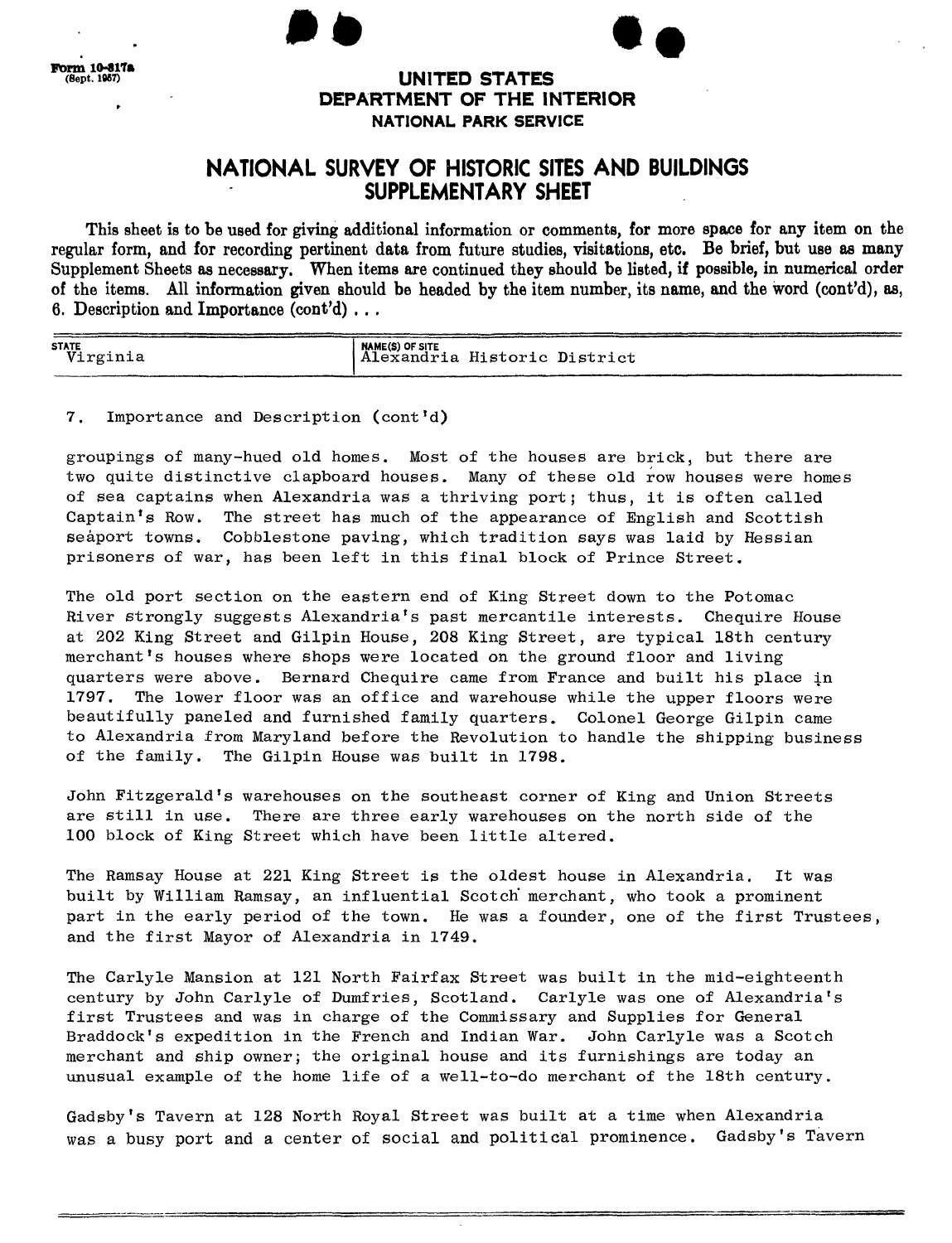Form 10-317a (Sept. 1957)

**UNITED STATES DEPARTMENT OF THE INTERIOR**
**NATIONAL PARK SERVICE**

# NATIONAL SURVEY OF HISTORIC SITES AND BUILDINGS
## SUPPLEMENTARY SHEET

This sheet is to be used for giving additional information or comments, for more space for any item on the regular form, and for recording pertinent data from future studies, visitations, etc. Be brief, but use as many Supplement Sheets as necessary. When items are continued they should be listed, if possible, in numerical order of the items. All information given should be headed by the item number, its name, and the word (cont'd), as, 6. Description and Importance (cont'd) . . .

| STATE | NAME(S) OF SITE |
|---|---|
| Virginia | Alexandria Historic District |

7. Importance and Description (cont'd)

groupings of many-hued old homes. Most of the houses are brick, but there are two quite distinctive clapboard houses. Many of these old row houses were homes of sea captains when Alexandria was a thriving port; thus, it is often called Captain's Row. The street has much of the appearance of English and Scottish seaport towns. Cobblestone paving, which tradition says was laid by Hessian prisoners of war, has been left in this final block of Prince Street.

The old port section on the eastern end of King Street down to the Potomac River strongly suggests Alexandria's past mercantile interests. Chequire House at 202 King Street and Gilpin House, 208 King Street, are typical 18th century merchant's houses where shops were located on the ground floor and living quarters were above. Bernard Chequire came from France and built his place in 1797. The lower floor was an office and warehouse while the upper floors were beautifully paneled and furnished family quarters. Colonel George Gilpin came to Alexandria from Maryland before the Revolution to handle the shipping business of the family. The Gilpin House was built in 1798.

John Fitzgerald's warehouses on the southeast corner of King and Union Streets are still in use. There are three early warehouses on the north side of the 100 block of King Street which have been little altered.

The Ramsay House at 221 King Street is the oldest house in Alexandria. It was built by William Ramsay, an influential Scotch merchant, who took a prominent part in the early period of the town. He was a founder, one of the first Trustees, and the first Mayor of Alexandria in 1749.

The Carlyle Mansion at 121 North Fairfax Street was built in the mid-eighteenth century by John Carlyle of Dumfries, Scotland. Carlyle was one of Alexandria's first Trustees and was in charge of the Commissary and Supplies for General Braddock's expedition in the French and Indian War. John Carlyle was a Scotch merchant and ship owner; the original house and its furnishings are today an unusual example of the home life of a well-to-do merchant of the 18th century.

Gadsby's Tavern at 128 North Royal Street was built at a time when Alexandria was a busy port and a center of social and political prominence. Gadsby's Tavern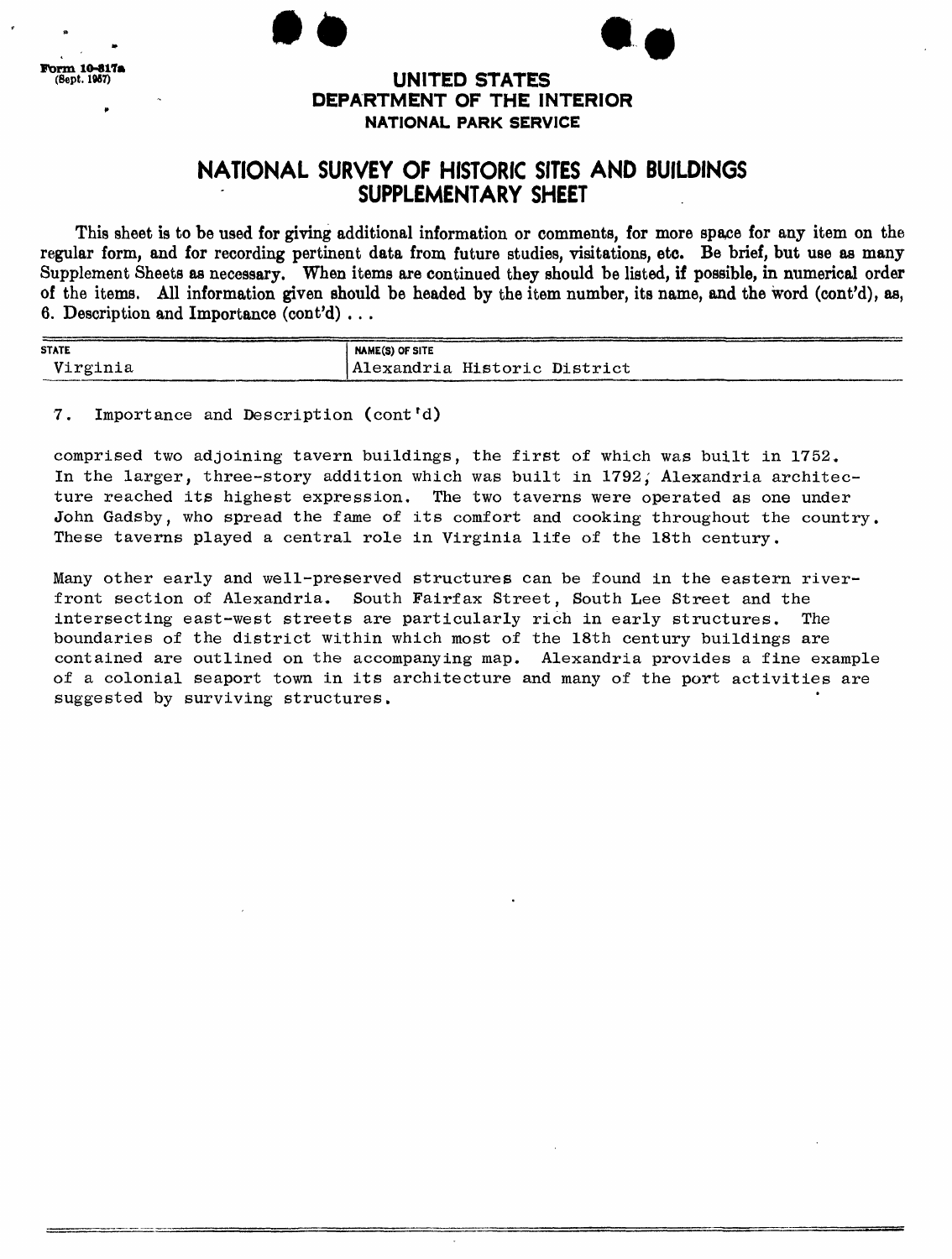Form 10-317a
(Sept. 1957)

# UNITED STATES
## DEPARTMENT OF THE INTERIOR
### NATIONAL PARK SERVICE

# NATIONAL SURVEY OF HISTORIC SITES AND BUILDINGS
## SUPPLEMENTARY SHEET

This sheet is to be used for giving additional information or comments, for more space for any item on the regular form, and for recording pertinent data from future studies, visitations, etc. Be brief, but use as many Supplement Sheets as necessary. When items are continued they should be listed, if possible, in numerical order of the items. All information given should be headed by the item number, its name, and the word (cont'd), as, 6. Description and Importance (cont'd) . . .

| STATE | NAME(S) OF SITE |
| --- | --- |
| Virginia | Alexandria Historic District |

7. Importance and Description (cont'd)

comprised two adjoining tavern buildings, the first of which was built in 1752. In the larger, three-story addition which was built in 1792, Alexandria architecture reached its highest expression. The two taverns were operated as one under John Gadsby, who spread the fame of its comfort and cooking throughout the country. These taverns played a central role in Virginia life of the 18th century.

Many other early and well-preserved structures can be found in the eastern riverfront section of Alexandria. South Fairfax Street, South Lee Street and the intersecting east-west streets are particularly rich in early structures. The boundaries of the district within which most of the 18th century buildings are contained are outlined on the accompanying map. Alexandria provides a fine example of a colonial seaport town in its architecture and many of the port activities are suggested by surviving structures.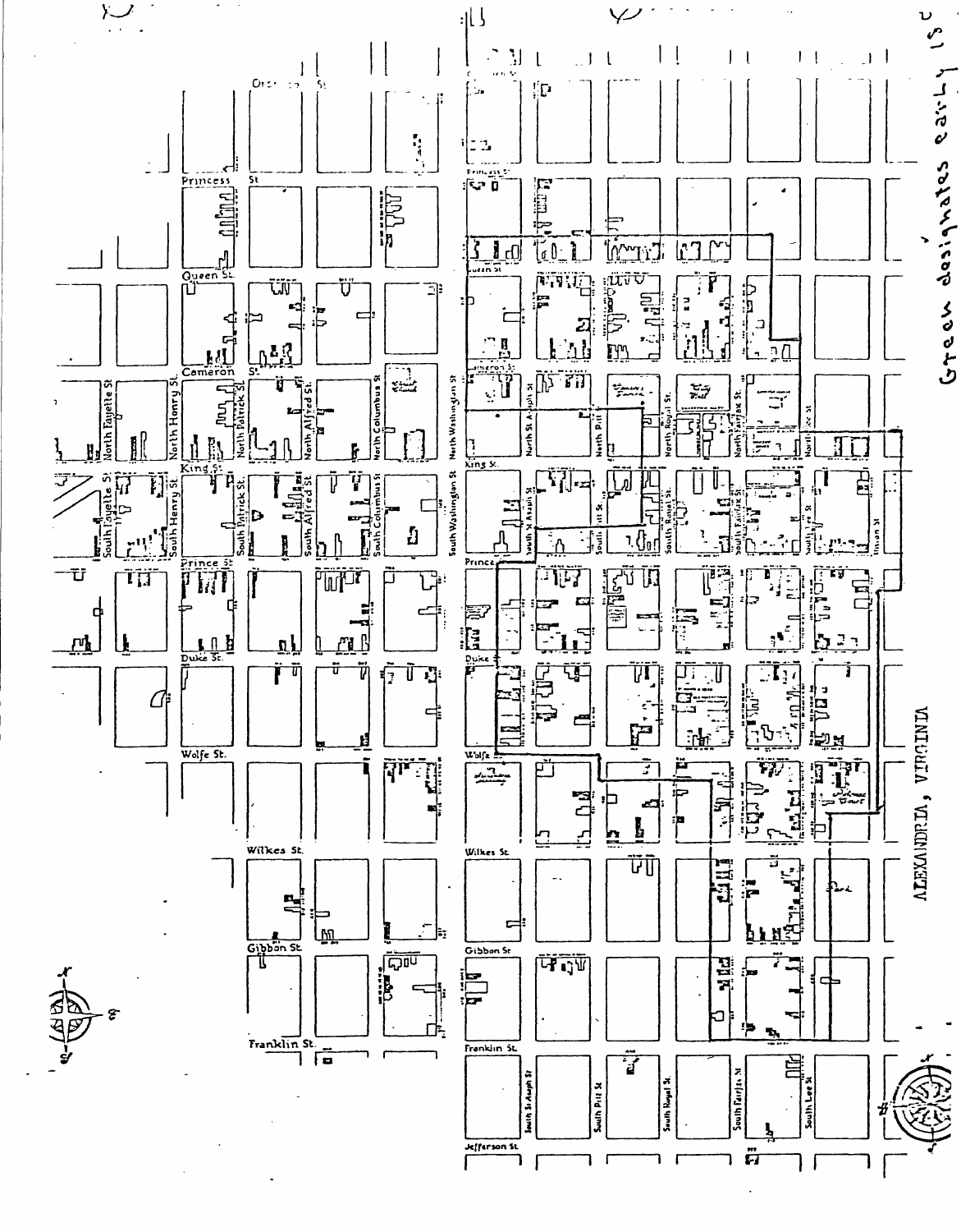ALEXANDRIA, VIRGINIA

Green designates early 19 c

Oronoco St.

Princess St

Queen St.

Cameron St.

King St.

Prince St

Duke St.

Wolfe St.

Wilkes St.

Gibbon St

Franklin St.

Jefferson St

North Fayette St

North Henry St

North Patrick St

North Alfred St

North Columbus St

North Washington St

North St Asaph St

North Pitt St

North Royal St

North Fairfax St

North Lee St

South Fayette St

South Henry St

South Patrick St

South Alfred St

South Columbus St

South Washington St

South St Asaph St

South Pitt St

South Royal St

South Fairfax St

South Lee St

Union St

Park